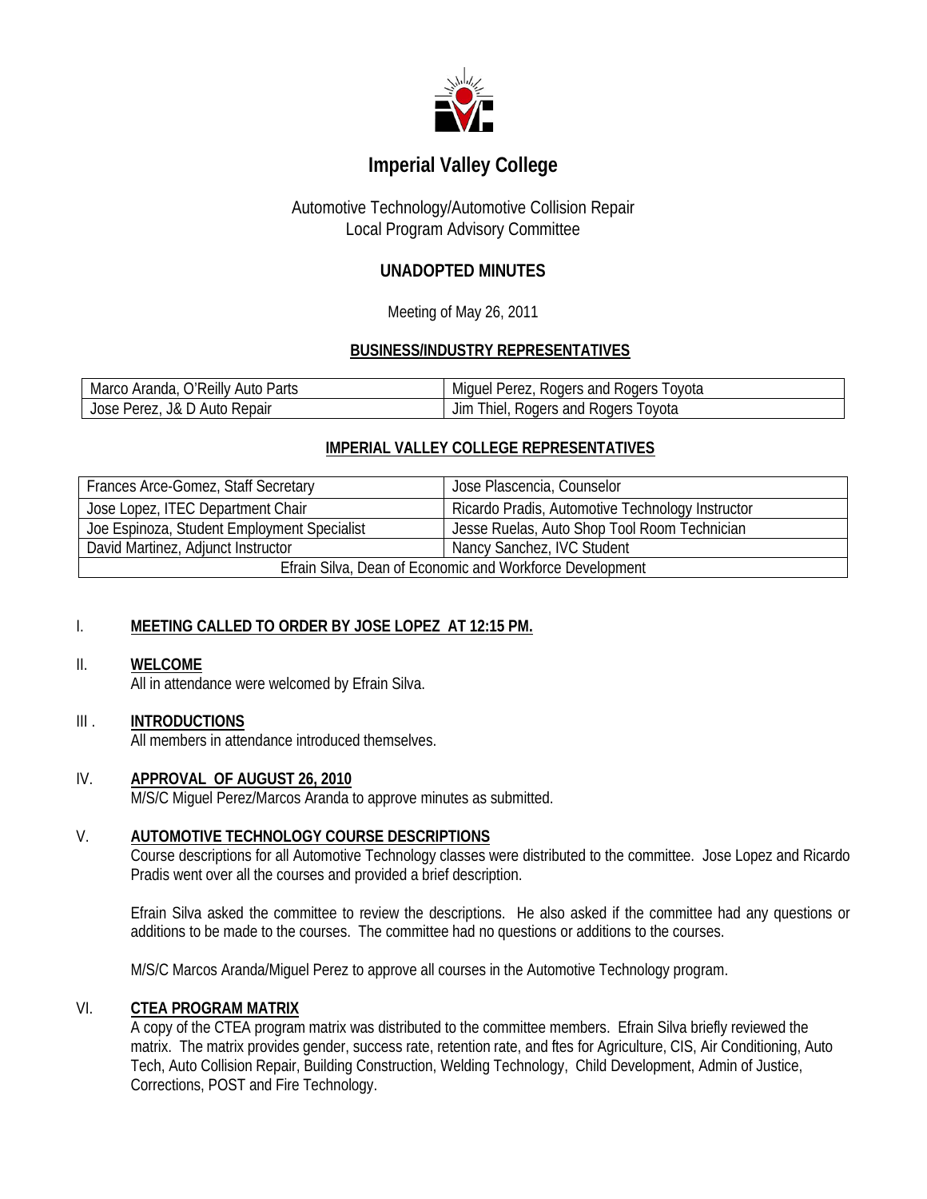# Imperial Valley College

Automotive Technology/Automotive Collision Repair
Local Program Advisory Committee

## UNADOPTED MINUTES

Meeting of May 26, 2011

### BUSINESS/INDUSTRY REPRESENTATIVES

| | |
|---|---|
| Marco Aranda, O'Reilly Auto Parts | Miguel Perez, Rogers and Rogers Toyota |
| Jose Perez, J& D Auto Repair | Jim Thiel, Rogers and Rogers Toyota |

### IMPERIAL VALLEY COLLEGE REPRESENTATIVES

| | |
|---|---|
| Frances Arce-Gomez, Staff Secretary | Jose Plascencia, Counselor |
| Jose Lopez, ITEC Department Chair | Ricardo Pradis, Automotive Technology Instructor |
| Joe Espinoza, Student Employment Specialist | Jesse Ruelas, Auto Shop Tool Room Technician |
| David Martinez, Adjunct Instructor | Nancy Sanchez, IVC Student |
| Efrain Silva, Dean of Economic and Workforce Development | |

I. **MEETING CALLED TO ORDER BY JOSE LOPEZ AT 12:15 PM.**

II. **WELCOME**
All in attendance were welcomed by Efrain Silva.

III . **INTRODUCTIONS**
All members in attendance introduced themselves.

IV. **APPROVAL OF AUGUST 26, 2010**
M/S/C Miguel Perez/Marcos Aranda to approve minutes as submitted.

V. **AUTOMOTIVE TECHNOLOGY COURSE DESCRIPTIONS**
Course descriptions for all Automotive Technology classes were distributed to the committee. Jose Lopez and Ricardo Pradis went over all the courses and provided a brief description.

Efrain Silva asked the committee to review the descriptions. He also asked if the committee had any questions or additions to be made to the courses. The committee had no questions or additions to the courses.

M/S/C Marcos Aranda/Miguel Perez to approve all courses in the Automotive Technology program.

VI. **CTEA PROGRAM MATRIX**
A copy of the CTEA program matrix was distributed to the committee members. Efrain Silva briefly reviewed the matrix. The matrix provides gender, success rate, retention rate, and ftes for Agriculture, CIS, Air Conditioning, Auto Tech, Auto Collision Repair, Building Construction, Welding Technology, Child Development, Admin of Justice, Corrections, POST and Fire Technology.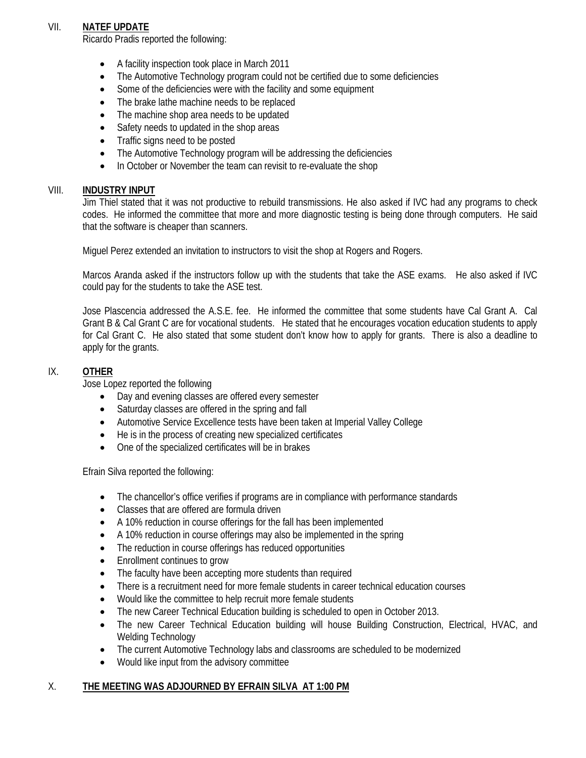## VII. NATEF UPDATE

Ricardo Pradis reported the following:

- A facility inspection took place in March 2011
- The Automotive Technology program could not be certified due to some deficiencies
- Some of the deficiencies were with the facility and some equipment
- The brake lathe machine needs to be replaced
- The machine shop area needs to be updated
- Safety needs to updated in the shop areas
- Traffic signs need to be posted
- The Automotive Technology program will be addressing the deficiencies
- In October or November the team can revisit to re-evaluate the shop

## VIII. INDUSTRY INPUT

Jim Thiel stated that it was not productive to rebuild transmissions. He also asked if IVC had any programs to check codes. He informed the committee that more and more diagnostic testing is being done through computers. He said that the software is cheaper than scanners.

Miguel Perez extended an invitation to instructors to visit the shop at Rogers and Rogers.

Marcos Aranda asked if the instructors follow up with the students that take the ASE exams. He also asked if IVC could pay for the students to take the ASE test.

Jose Plascencia addressed the A.S.E. fee. He informed the committee that some students have Cal Grant A. Cal Grant B & Cal Grant C are for vocational students. He stated that he encourages vocation education students to apply for Cal Grant C. He also stated that some student don't know how to apply for grants. There is also a deadline to apply for the grants.

## IX. OTHER

Jose Lopez reported the following

- Day and evening classes are offered every semester
- Saturday classes are offered in the spring and fall
- Automotive Service Excellence tests have been taken at Imperial Valley College
- He is in the process of creating new specialized certificates
- One of the specialized certificates will be in brakes

Efrain Silva reported the following:

- The chancellor's office verifies if programs are in compliance with performance standards
- Classes that are offered are formula driven
- A 10% reduction in course offerings for the fall has been implemented
- A 10% reduction in course offerings may also be implemented in the spring
- The reduction in course offerings has reduced opportunities
- Enrollment continues to grow
- The faculty have been accepting more students than required
- There is a recruitment need for more female students in career technical education courses
- Would like the committee to help recruit more female students
- The new Career Technical Education building is scheduled to open in October 2013.
- The new Career Technical Education building will house Building Construction, Electrical, HVAC, and Welding Technology
- The current Automotive Technology labs and classrooms are scheduled to be modernized
- Would like input from the advisory committee

## X. THE MEETING WAS ADJOURNED BY EFRAIN SILVA AT 1:00 PM